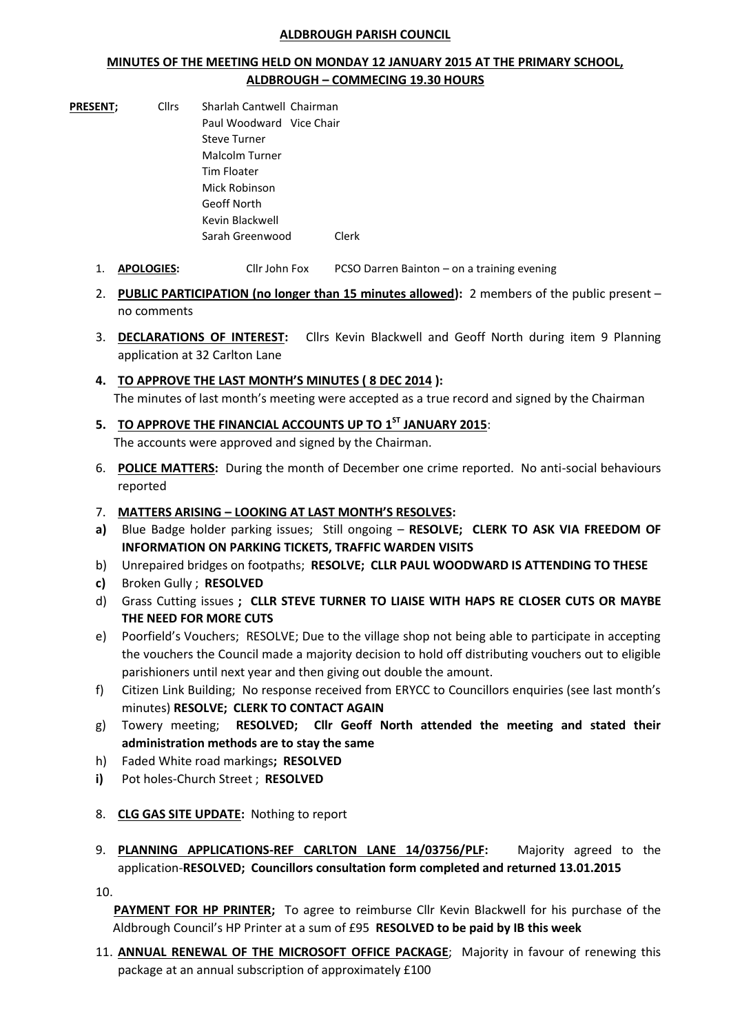**ALDBROUGH PARISH COUNCIL**

**MINUTES OF THE MEETING HELD ON MONDAY 12 JANUARY 2015 AT THE PRIMARY SCHOOL, ALDBROUGH – COMMECING 19.30 HOURS**

**PRESENT;** Cllrs Sharlah Cantwell Chairman
Paul Woodward Vice Chair
Steve Turner
Malcolm Turner
Tim Floater
Mick Robinson
Geoff North
Kevin Blackwell
Sarah Greenwood Clerk

1. **APOLOGIES:** Cllr John Fox PCSO Darren Bainton – on a training evening

2. **PUBLIC PARTICIPATION (no longer than 15 minutes allowed):** 2 members of the public present – no comments

3. **DECLARATIONS OF INTEREST:** Cllrs Kevin Blackwell and Geoff North during item 9 Planning application at 32 Carlton Lane

4. **TO APPROVE THE LAST MONTH'S MINUTES ( 8 DEC 2014 ):**
The minutes of last month's meeting were accepted as a true record and signed by the Chairman

5. **TO APPROVE THE FINANCIAL ACCOUNTS UP TO 1ST JANUARY 2015**:
The accounts were approved and signed by the Chairman.

6. **POLICE MATTERS:** During the month of December one crime reported. No anti-social behaviours reported

7. **MATTERS ARISING – LOOKING AT LAST MONTH'S RESOLVES:**

a) Blue Badge holder parking issues; Still ongoing – **RESOLVE; CLERK TO ASK VIA FREEDOM OF INFORMATION ON PARKING TICKETS, TRAFFIC WARDEN VISITS**
b) Unrepaired bridges on footpaths; **RESOLVE; CLLR PAUL WOODWARD IS ATTENDING TO THESE**
c) Broken Gully ; **RESOLVED**
d) Grass Cutting issues **; CLLR STEVE TURNER TO LIAISE WITH HAPS RE CLOSER CUTS OR MAYBE THE NEED FOR MORE CUTS**
e) Poorfield's Vouchers; RESOLVE; Due to the village shop not being able to participate in accepting the vouchers the Council made a majority decision to hold off distributing vouchers out to eligible parishioners until next year and then giving out double the amount.
f) Citizen Link Building; No response received from ERYCC to Councillors enquiries (see last month's minutes) **RESOLVE; CLERK TO CONTACT AGAIN**
g) Towery meeting; **RESOLVED; Cllr Geoff North attended the meeting and stated their administration methods are to stay the same**
h) Faded White road markings**; RESOLVED**
i) Pot holes-Church Street ; **RESOLVED**

8. **CLG GAS SITE UPDATE:** Nothing to report

9. **PLANNING APPLICATIONS-REF CARLTON LANE 14/03756/PLF:** Majority agreed to the application-**RESOLVED; Councillors consultation form completed and returned 13.01.2015**

10. **PAYMENT FOR HP PRINTER;** To agree to reimburse Cllr Kevin Blackwell for his purchase of the Aldbrough Council's HP Printer at a sum of £95 **RESOLVED to be paid by IB this week**

11. **ANNUAL RENEWAL OF THE MICROSOFT OFFICE PACKAGE**; Majority in favour of renewing this package at an annual subscription of approximately £100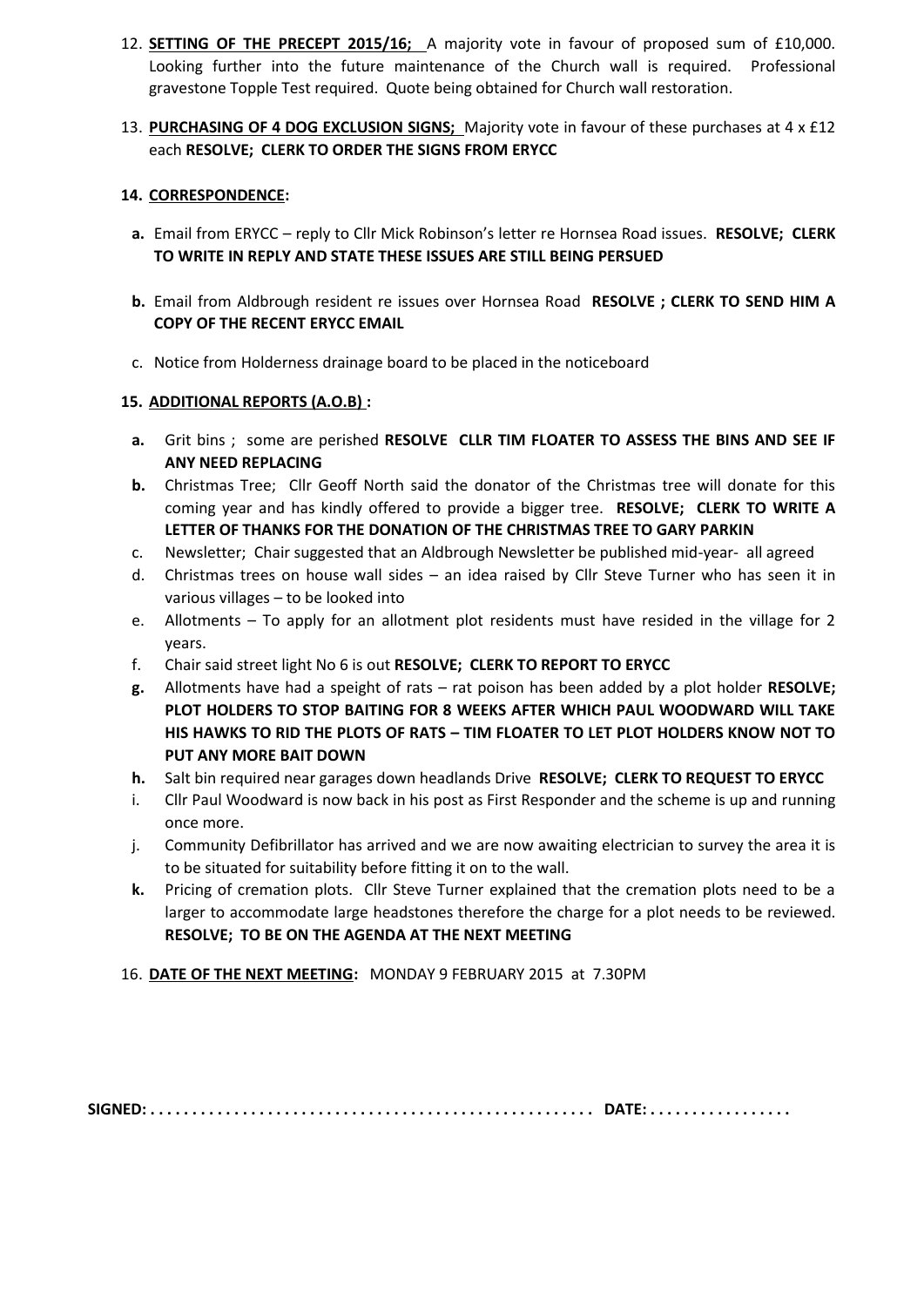12. **SETTING OF THE PRECEPT 2015/16;** A majority vote in favour of proposed sum of £10,000. Looking further into the future maintenance of the Church wall is required. Professional gravestone Topple Test required. Quote being obtained for Church wall restoration.

13. **PURCHASING OF 4 DOG EXCLUSION SIGNS;** Majority vote in favour of these purchases at 4 x £12 each **RESOLVE; CLERK TO ORDER THE SIGNS FROM ERYCC**

14. **CORRESPONDENCE:**

    **a.** Email from ERYCC – reply to Cllr Mick Robinson's letter re Hornsea Road issues. **RESOLVE; CLERK TO WRITE IN REPLY AND STATE THESE ISSUES ARE STILL BEING PERSUED**

    **b.** Email from Aldbrough resident re issues over Hornsea Road **RESOLVE ; CLERK TO SEND HIM A COPY OF THE RECENT ERYCC EMAIL**

    c. Notice from Holderness drainage board to be placed in the noticeboard

15. **ADDITIONAL REPORTS (A.O.B) :**

    **a.** Grit bins ; some are perished **RESOLVE CLLR TIM FLOATER TO ASSESS THE BINS AND SEE IF ANY NEED REPLACING**

    **b.** Christmas Tree; Cllr Geoff North said the donator of the Christmas tree will donate for this coming year and has kindly offered to provide a bigger tree. **RESOLVE; CLERK TO WRITE A LETTER OF THANKS FOR THE DONATION OF THE CHRISTMAS TREE TO GARY PARKIN**

    c. Newsletter; Chair suggested that an Aldbrough Newsletter be published mid-year- all agreed

    d. Christmas trees on house wall sides – an idea raised by Cllr Steve Turner who has seen it in various villages – to be looked into

    e. Allotments – To apply for an allotment plot residents must have resided in the village for 2 years.

    f. Chair said street light No 6 is out **RESOLVE; CLERK TO REPORT TO ERYCC**

    **g.** Allotments have had a speight of rats – rat poison has been added by a plot holder **RESOLVE; PLOT HOLDERS TO STOP BAITING FOR 8 WEEKS AFTER WHICH PAUL WOODWARD WILL TAKE HIS HAWKS TO RID THE PLOTS OF RATS – TIM FLOATER TO LET PLOT HOLDERS KNOW NOT TO PUT ANY MORE BAIT DOWN**

    **h.** Salt bin required near garages down headlands Drive **RESOLVE; CLERK TO REQUEST TO ERYCC**

    i. Cllr Paul Woodward is now back in his post as First Responder and the scheme is up and running once more.

    j. Community Defibrillator has arrived and we are now awaiting electrician to survey the area it is to be situated for suitability before fitting it on to the wall.

    **k.** Pricing of cremation plots. Cllr Steve Turner explained that the cremation plots need to be a larger to accommodate large headstones therefore the charge for a plot needs to be reviewed. **RESOLVE; TO BE ON THE AGENDA AT THE NEXT MEETING**

16. **DATE OF THE NEXT MEETING:** MONDAY 9 FEBRUARY 2015 at 7.30PM

**SIGNED: . . . . . . . . . . . . . . . . . . . . . . . . . . . . . . . . . . . . . . . . . . . . . . . . . . . DATE: . . . . . . . . . . . . . . . . .**